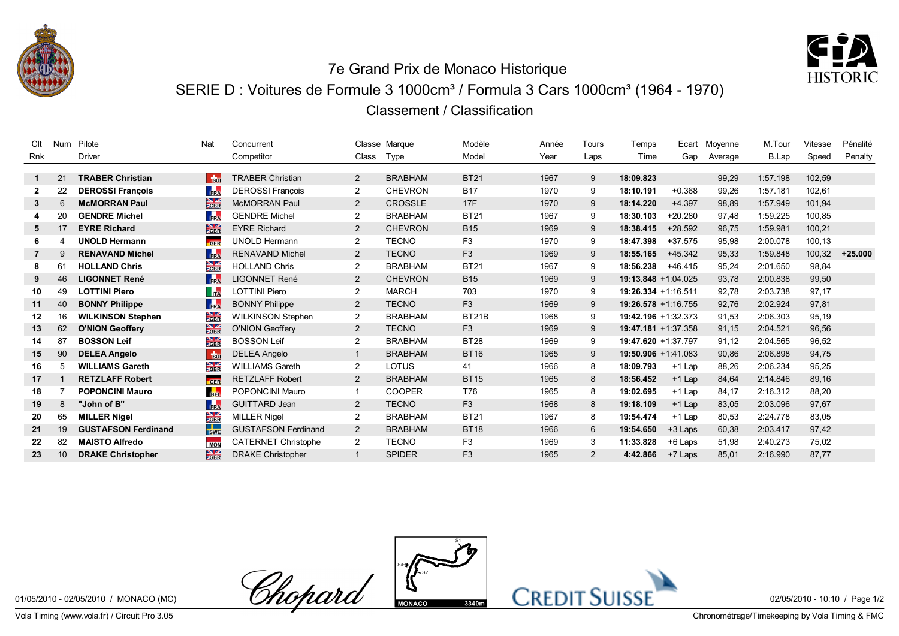# 7e Grand Prix de Monaco Historique

## SERIE D : Voitures de Formule 3 1000cm³ / Formula 3 Cars 1000cm³ (1964 - 1970)

### Classement / Classification

| Clt Rnk | Num | Pilote Driver | Nat | Concurrent Competitor | Classe Class | Marque Type | Modèle Model | Année Year | Tours Laps | Temps Time | Ecart Gap | Moyenne Average | M.Tour B.Lap | Vitesse Speed | Pénalité Penalty |
|---|---|---|---|---|---|---|---|---|---|---|---|---|---|---|---|
| **1** | 21 | **TRABER Christian** | SUI | TRABER Christian | 2 | BRABHAM | BT21 | 1967 | 9 | **18:09.823** | | 99,29 | 1:57.198 | 102,59 | |
| **2** | 22 | **DEROSSI François** | FRA | DEROSSI François | 2 | CHEVRON | B17 | 1970 | 9 | **18:10.191** | +0.368 | 99,26 | 1:57.181 | 102,61 | |
| **3** | 6 | **McMORRAN Paul** | GBR | McMORRAN Paul | 2 | CROSSLE | 17F | 1970 | 9 | **18:14.220** | +4.397 | 98,89 | 1:57.949 | 101,94 | |
| **4** | 20 | **GENDRE Michel** | FRA | GENDRE Michel | 2 | BRABHAM | BT21 | 1967 | 9 | **18:30.103** | +20.280 | 97,48 | 1:59.225 | 100,85 | |
| **5** | 17 | **EYRE Richard** | GBR | EYRE Richard | 2 | CHEVRON | B15 | 1969 | 9 | **18:38.415** | +28.592 | 96,75 | 1:59.981 | 100,21 | |
| **6** | 4 | **UNOLD Hermann** | GER | UNOLD Hermann | 2 | TECNO | F3 | 1970 | 9 | **18:47.398** | +37.575 | 95,98 | 2:00.078 | 100,13 | |
| **7** | 9 | **RENAVAND Michel** | FRA | RENAVAND Michel | 2 | TECNO | F3 | 1969 | 9 | **18:55.165** | +45.342 | 95,33 | 1:59.848 | 100,32 | **+25.000** |
| **8** | 61 | **HOLLAND Chris** | GBR | HOLLAND Chris | 2 | BRABHAM | BT21 | 1967 | 9 | **18:56.238** | +46.415 | 95,24 | 2:01.650 | 98,84 | |
| **9** | 46 | **LIGONNET René** | FRA | LIGONNET René | 2 | CHEVRON | B15 | 1969 | 9 | **19:13.848** | +1:04.025 | 93,78 | 2:00.838 | 99,50 | |
| **10** | 49 | **LOTTINI Piero** | ITA | LOTTINI Piero | 2 | MARCH | 703 | 1970 | 9 | **19:26.334** | +1:16.511 | 92,78 | 2:03.738 | 97,17 | |
| **11** | 40 | **BONNY Philippe** | FRA | BONNY Philippe | 2 | TECNO | F3 | 1969 | 9 | **19:26.578** | +1:16.755 | 92,76 | 2:02.924 | 97,81 | |
| **12** | 16 | **WILKINSON Stephen** | GBR | WILKINSON Stephen | 2 | BRABHAM | BT21B | 1968 | 9 | **19:42.196** | +1:32.373 | 91,53 | 2:06.303 | 95,19 | |
| **13** | 62 | **O'NION Geoffery** | GBR | O'NION Geoffery | 2 | TECNO | F3 | 1969 | 9 | **19:47.181** | +1:37.358 | 91,15 | 2:04.521 | 96,56 | |
| **14** | 87 | **BOSSON Leif** | GBR | BOSSON Leif | 2 | BRABHAM | BT28 | 1969 | 9 | **19:47.620** | +1:37.797 | 91,12 | 2:04.565 | 96,52 | |
| **15** | 90 | **DELEA Angelo** | SUI | DELEA Angelo | 1 | BRABHAM | BT16 | 1965 | 9 | **19:50.906** | +1:41.083 | 90,86 | 2:06.898 | 94,75 | |
| **16** | 5 | **WILLIAMS Gareth** | GBR | WILLIAMS Gareth | 2 | LOTUS | 41 | 1966 | 8 | **18:09.793** | +1 Lap | 88,26 | 2:06.234 | 95,25 | |
| **17** | 1 | **RETZLAFF Robert** | GER | RETZLAFF Robert | 2 | BRABHAM | BT15 | 1965 | 8 | **18:56.452** | +1 Lap | 84,64 | 2:14.846 | 89,16 | |
| **18** | 7 | **POPONCINI Mauro** | BEL | POPONCINI Mauro | 1 | COOPER | T76 | 1965 | 8 | **19:02.695** | +1 Lap | 84,17 | 2:16.312 | 88,20 | |
| **19** | 8 | **"John of B"** | FRA | GUITTARD Jean | 2 | TECNO | F3 | 1968 | 8 | **19:18.109** | +1 Lap | 83,05 | 2:03.096 | 97,67 | |
| **20** | 65 | **MILLER Nigel** | GBR | MILLER Nigel | 2 | BRABHAM | BT21 | 1967 | 8 | **19:54.474** | +1 Lap | 80,53 | 2:24.778 | 83,05 | |
| **21** | 19 | **GUSTAFSON Ferdinand** | SWE | GUSTAFSON Ferdinand | 2 | BRABHAM | BT18 | 1966 | 6 | **19:54.650** | +3 Laps | 60,38 | 2:03.417 | 97,42 | |
| **22** | 82 | **MAISTO Alfredo** | MON | CATERNET Christophe | 2 | TECNO | F3 | 1969 | 3 | **11:33.828** | +6 Laps | 51,98 | 2:40.273 | 75,02 | |
| **23** | 10 | **DRAKE Christopher** | GBR | DRAKE Christopher | 1 | SPIDER | F3 | 1965 | 2 | **4:42.866** | +7 Laps | 85,01 | 2:16.990 | 87,77 | |

01/05/2010 - 02/05/2010 / MONACO (MC) — 02/05/2010 - 10:10

MONACO 3340m

Vola Timing (www.vola.fr) / Circuit Pro 3.05 — Chronométrage/Timekeeping by Vola Timing & FMC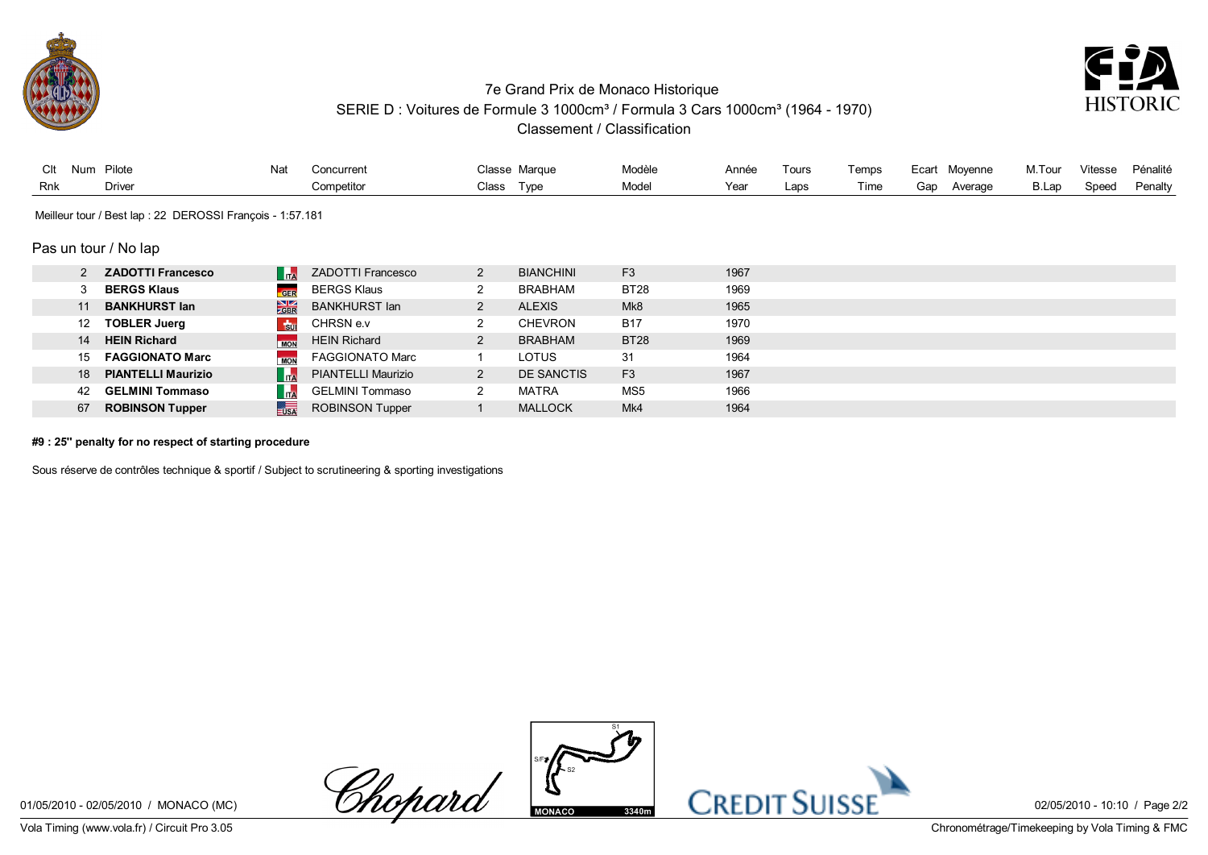# 7e Grand Prix de Monaco Historique

SERIE D : Voitures de Formule 3 1000cm³ / Formula 3 Cars 1000cm³ (1964 - 1970)

Classement / Classification

| Clt<br>Rnk | Num | Pilote<br>Driver | Nat | Concurrent<br>Competitor | Classe<br>Class | Marque<br>Type | Modèle<br>Model | Année<br>Year | Tours<br>Laps | Temps<br>Time | Ecart<br>Gap | Moyenne<br>Average | M.Tour<br>B.Lap | Vitesse<br>Speed | Pénalité<br>Penalty |
|---|---|---|---|---|---|---|---|---|---|---|---|---|---|---|---|

Meilleur tour / Best lap : 22 DEROSSI François - 1:57.181

## Pas un tour / No lap

| Clt | Num | Pilote | Nat | Concurrent | Classe | Marque | Modèle | Année | Tours | Temps | Ecart | Moyenne | M.Tour | Vitesse | Pénalité |
|---|---|---|---|---|---|---|---|---|---|---|---|---|---|---|---|
| | 2 | **ZADOTTI Francesco** | ITA | ZADOTTI Francesco | 2 | BIANCHINI | F3 | 1967 | | | | | | | |
| | 3 | **BERGS Klaus** | GER | BERGS Klaus | 2 | BRABHAM | BT28 | 1969 | | | | | | | |
| | 11 | **BANKHURST Ian** | GBR | BANKHURST Ian | 2 | ALEXIS | Mk8 | 1965 | | | | | | | |
| | 12 | **TOBLER Juerg** | SUI | CHRSN e.v | 2 | CHEVRON | B17 | 1970 | | | | | | | |
| | 14 | **HEIN Richard** | MON | HEIN Richard | 2 | BRABHAM | BT28 | 1969 | | | | | | | |
| | 15 | **FAGGIONATO Marc** | MON | FAGGIONATO Marc | 1 | LOTUS | 31 | 1964 | | | | | | | |
| | 18 | **PIANTELLI Maurizio** | ITA | PIANTELLI Maurizio | 2 | DE SANCTIS | F3 | 1967 | | | | | | | |
| | 42 | **GELMINI Tommaso** | ITA | GELMINI Tommaso | 2 | MATRA | MS5 | 1966 | | | | | | | |
| | 67 | **ROBINSON Tupper** | USA | ROBINSON Tupper | 1 | MALLOCK | Mk4 | 1964 | | | | | | | |

**#9 : 25'' penalty for no respect of starting procedure**

Sous réserve de contrôles technique & sportif / Subject to scrutineering & sporting investigations

01/05/2010 - 02/05/2010 / MONACO (MC)

Vola Timing (www.vola.fr) / Circuit Pro 3.05

02/05/2010 - 10:10

Chronométrage/Timekeeping by Vola Timing & FMC